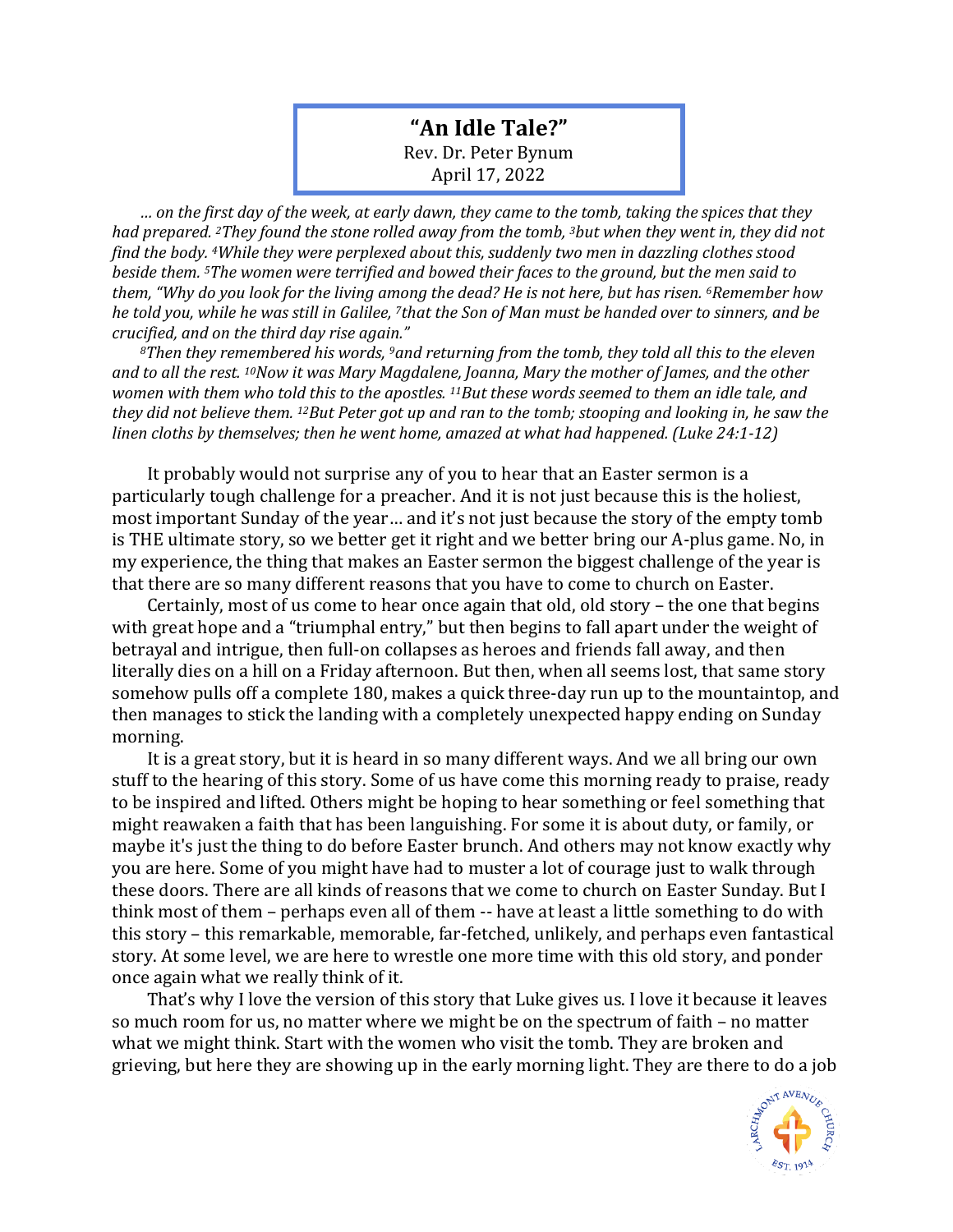# "An Idle Tale?"

Rev. Dr. Peter Bynum
April 17, 2022

*… on the first day of the week, at early dawn, they came to the tomb, taking the spices that they had prepared. [2]They found the stone rolled away from the tomb, [3]but when they went in, they did not find the body. [4]While they were perplexed about this, suddenly two men in dazzling clothes stood beside them. [5]The women were terrified and bowed their faces to the ground, but the men said to them, "Why do you look for the living among the dead? He is not here, but has risen. [6]Remember how he told you, while he was still in Galilee, [7]that the Son of Man must be handed over to sinners, and be crucified, and on the third day rise again."*

*[8]Then they remembered his words, [9]and returning from the tomb, they told all this to the eleven and to all the rest. [10]Now it was Mary Magdalene, Joanna, Mary the mother of James, and the other women with them who told this to the apostles. [11]But these words seemed to them an idle tale, and they did not believe them. [12]But Peter got up and ran to the tomb; stooping and looking in, he saw the linen cloths by themselves; then he went home, amazed at what had happened. (Luke 24:1-12)*

It probably would not surprise any of you to hear that an Easter sermon is a particularly tough challenge for a preacher. And it is not just because this is the holiest, most important Sunday of the year… and it's not just because the story of the empty tomb is THE ultimate story, so we better get it right and we better bring our A-plus game. No, in my experience, the thing that makes an Easter sermon the biggest challenge of the year is that there are so many different reasons that you have to come to church on Easter.

Certainly, most of us come to hear once again that old, old story – the one that begins with great hope and a "triumphal entry," but then begins to fall apart under the weight of betrayal and intrigue, then full-on collapses as heroes and friends fall away, and then literally dies on a hill on a Friday afternoon. But then, when all seems lost, that same story somehow pulls off a complete 180, makes a quick three-day run up to the mountaintop, and then manages to stick the landing with a completely unexpected happy ending on Sunday morning.

It is a great story, but it is heard in so many different ways. And we all bring our own stuff to the hearing of this story. Some of us have come this morning ready to praise, ready to be inspired and lifted. Others might be hoping to hear something or feel something that might reawaken a faith that has been languishing. For some it is about duty, or family, or maybe it's just the thing to do before Easter brunch. And others may not know exactly why you are here. Some of you might have had to muster a lot of courage just to walk through these doors. There are all kinds of reasons that we come to church on Easter Sunday. But I think most of them – perhaps even all of them -- have at least a little something to do with this story – this remarkable, memorable, far-fetched, unlikely, and perhaps even fantastical story. At some level, we are here to wrestle one more time with this old story, and ponder once again what we really think of it.

That's why I love the version of this story that Luke gives us. I love it because it leaves so much room for us, no matter where we might be on the spectrum of faith – no matter what we might think. Start with the women who visit the tomb. They are broken and grieving, but here they are showing up in the early morning light. They are there to do a job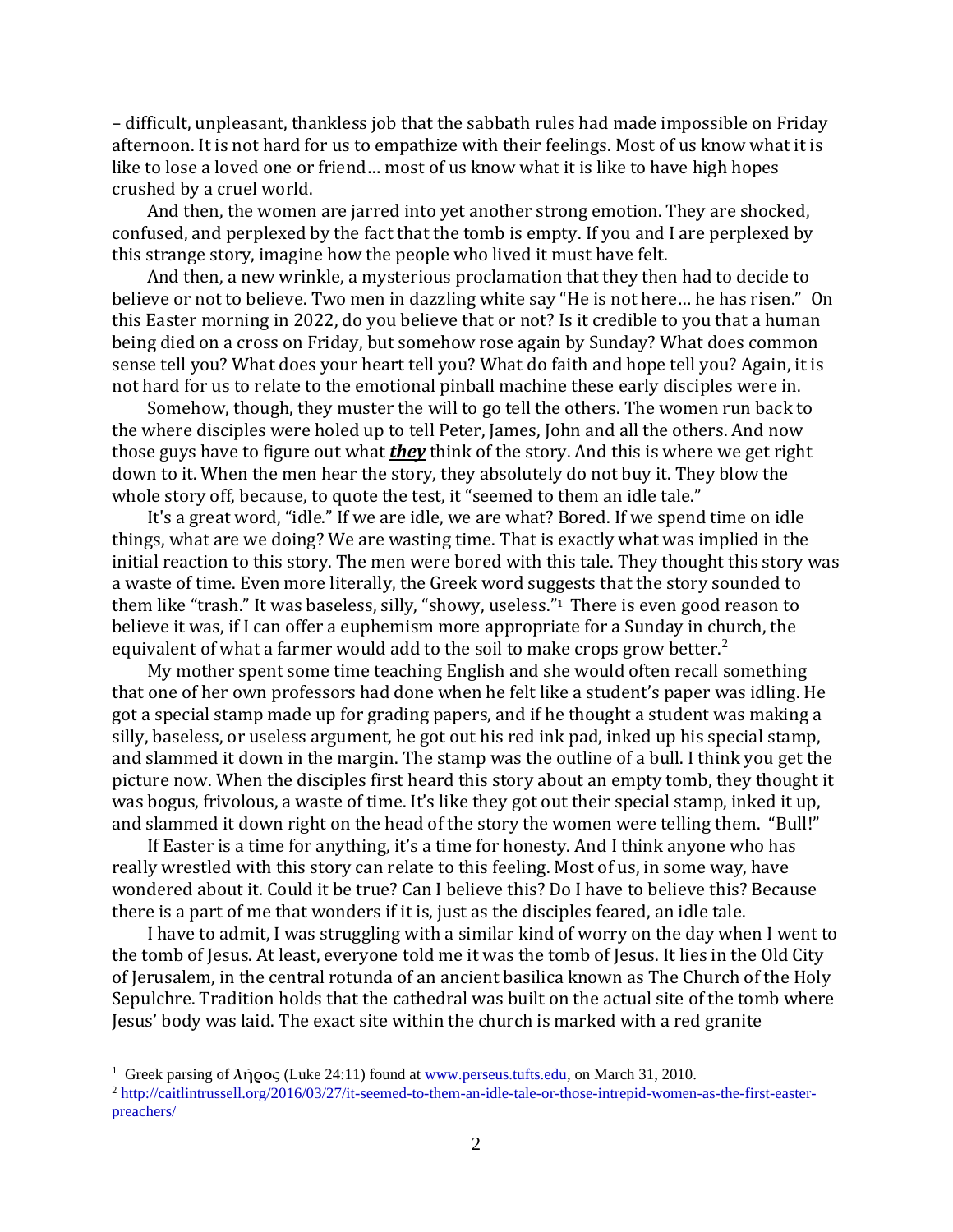– difficult, unpleasant, thankless job that the sabbath rules had made impossible on Friday afternoon. It is not hard for us to empathize with their feelings. Most of us know what it is like to lose a loved one or friend… most of us know what it is like to have high hopes crushed by a cruel world.

And then, the women are jarred into yet another strong emotion. They are shocked, confused, and perplexed by the fact that the tomb is empty. If you and I are perplexed by this strange story, imagine how the people who lived it must have felt.

And then, a new wrinkle, a mysterious proclamation that they then had to decide to believe or not to believe. Two men in dazzling white say "He is not here… he has risen." On this Easter morning in 2022, do you believe that or not? Is it credible to you that a human being died on a cross on Friday, but somehow rose again by Sunday? What does common sense tell you? What does your heart tell you? What do faith and hope tell you? Again, it is not hard for us to relate to the emotional pinball machine these early disciples were in.

Somehow, though, they muster the will to go tell the others. The women run back to the where disciples were holed up to tell Peter, James, John and all the others. And now those guys have to figure out what ***they*** think of the story. And this is where we get right down to it. When the men hear the story, they absolutely do not buy it. They blow the whole story off, because, to quote the test, it "seemed to them an idle tale."

It's a great word, "idle." If we are idle, we are what? Bored. If we spend time on idle things, what are we doing? We are wasting time. That is exactly what was implied in the initial reaction to this story. The men were bored with this tale. They thought this story was a waste of time. Even more literally, the Greek word suggests that the story sounded to them like "trash." It was baseless, silly, "showy, useless."[1] There is even good reason to believe it was, if I can offer a euphemism more appropriate for a Sunday in church, the equivalent of what a farmer would add to the soil to make crops grow better.[2]

My mother spent some time teaching English and she would often recall something that one of her own professors had done when he felt like a student's paper was idling. He got a special stamp made up for grading papers, and if he thought a student was making a silly, baseless, or useless argument, he got out his red ink pad, inked up his special stamp, and slammed it down in the margin. The stamp was the outline of a bull. I think you get the picture now. When the disciples first heard this story about an empty tomb, they thought it was bogus, frivolous, a waste of time. It's like they got out their special stamp, inked it up, and slammed it down right on the head of the story the women were telling them. "Bull!"

If Easter is a time for anything, it's a time for honesty. And I think anyone who has really wrestled with this story can relate to this feeling. Most of us, in some way, have wondered about it. Could it be true? Can I believe this? Do I have to believe this? Because there is a part of me that wonders if it is, just as the disciples feared, an idle tale.

I have to admit, I was struggling with a similar kind of worry on the day when I went to the tomb of Jesus. At least, everyone told me it was the tomb of Jesus. It lies in the Old City of Jerusalem, in the central rotunda of an ancient basilica known as The Church of the Holy Sepulchre. Tradition holds that the cathedral was built on the actual site of the tomb where Jesus' body was laid. The exact site within the church is marked with a red granite

---

[1] Greek parsing of **λῆρος** (Luke 24:11) found at www.perseus.tufts.edu, on March 31, 2010.

[2] http://caitlintrussell.org/2016/03/27/it-seemed-to-them-an-idle-tale-or-those-intrepid-women-as-the-first-easter-preachers/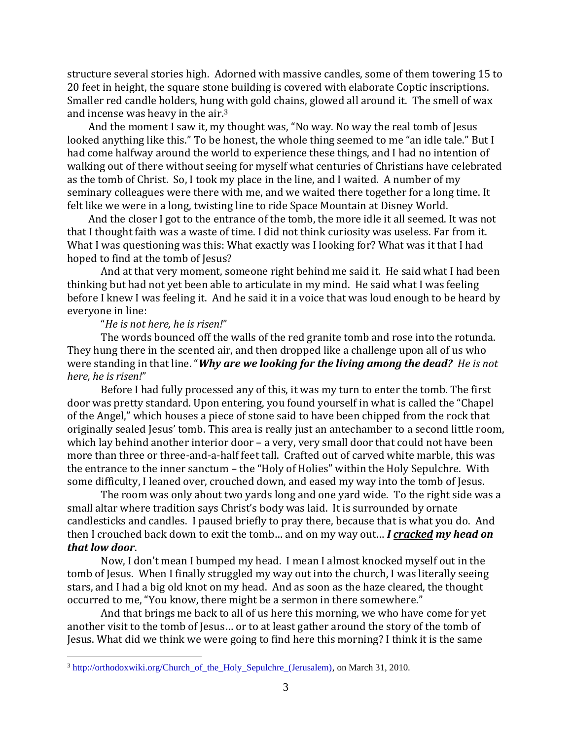structure several stories high. Adorned with massive candles, some of them towering 15 to 20 feet in height, the square stone building is covered with elaborate Coptic inscriptions. Smaller red candle holders, hung with gold chains, glowed all around it. The smell of wax and incense was heavy in the air.[3]

And the moment I saw it, my thought was, "No way. No way the real tomb of Jesus looked anything like this." To be honest, the whole thing seemed to me "an idle tale." But I had come halfway around the world to experience these things, and I had no intention of walking out of there without seeing for myself what centuries of Christians have celebrated as the tomb of Christ. So, I took my place in the line, and I waited. A number of my seminary colleagues were there with me, and we waited there together for a long time. It felt like we were in a long, twisting line to ride Space Mountain at Disney World.

And the closer I got to the entrance of the tomb, the more idle it all seemed. It was not that I thought faith was a waste of time. I did not think curiosity was useless. Far from it. What I was questioning was this: What exactly was I looking for? What was it that I had hoped to find at the tomb of Jesus?

And at that very moment, someone right behind me said it. He said what I had been thinking but had not yet been able to articulate in my mind. He said what I was feeling before I knew I was feeling it. And he said it in a voice that was loud enough to be heard by everyone in line:

"*He is not here, he is risen!*"

The words bounced off the walls of the red granite tomb and rose into the rotunda. They hung there in the scented air, and then dropped like a challenge upon all of us who were standing in that line. "***Why are we looking for the living among the dead?*** *He is not here, he is risen!*"

Before I had fully processed any of this, it was my turn to enter the tomb. The first door was pretty standard. Upon entering, you found yourself in what is called the "Chapel of the Angel," which houses a piece of stone said to have been chipped from the rock that originally sealed Jesus' tomb. This area is really just an antechamber to a second little room, which lay behind another interior door – a very, very small door that could not have been more than three or three-and-a-half feet tall. Crafted out of carved white marble, this was the entrance to the inner sanctum – the "Holy of Holies" within the Holy Sepulchre. With some difficulty, I leaned over, crouched down, and eased my way into the tomb of Jesus.

The room was only about two yards long and one yard wide. To the right side was a small altar where tradition says Christ's body was laid. It is surrounded by ornate candlesticks and candles. I paused briefly to pray there, because that is what you do. And then I crouched back down to exit the tomb… and on my way out… ***I <u>cracked</u> my head on that low door***.

Now, I don't mean I bumped my head. I mean I almost knocked myself out in the tomb of Jesus. When I finally struggled my way out into the church, I was literally seeing stars, and I had a big old knot on my head. And as soon as the haze cleared, the thought occurred to me, "You know, there might be a sermon in there somewhere."

And that brings me back to all of us here this morning, we who have come for yet another visit to the tomb of Jesus… or to at least gather around the story of the tomb of Jesus. What did we think we were going to find here this morning? I think it is the same

---

[3] http://orthodoxwiki.org/Church_of_the_Holy_Sepulchre_(Jerusalem), on March 31, 2010.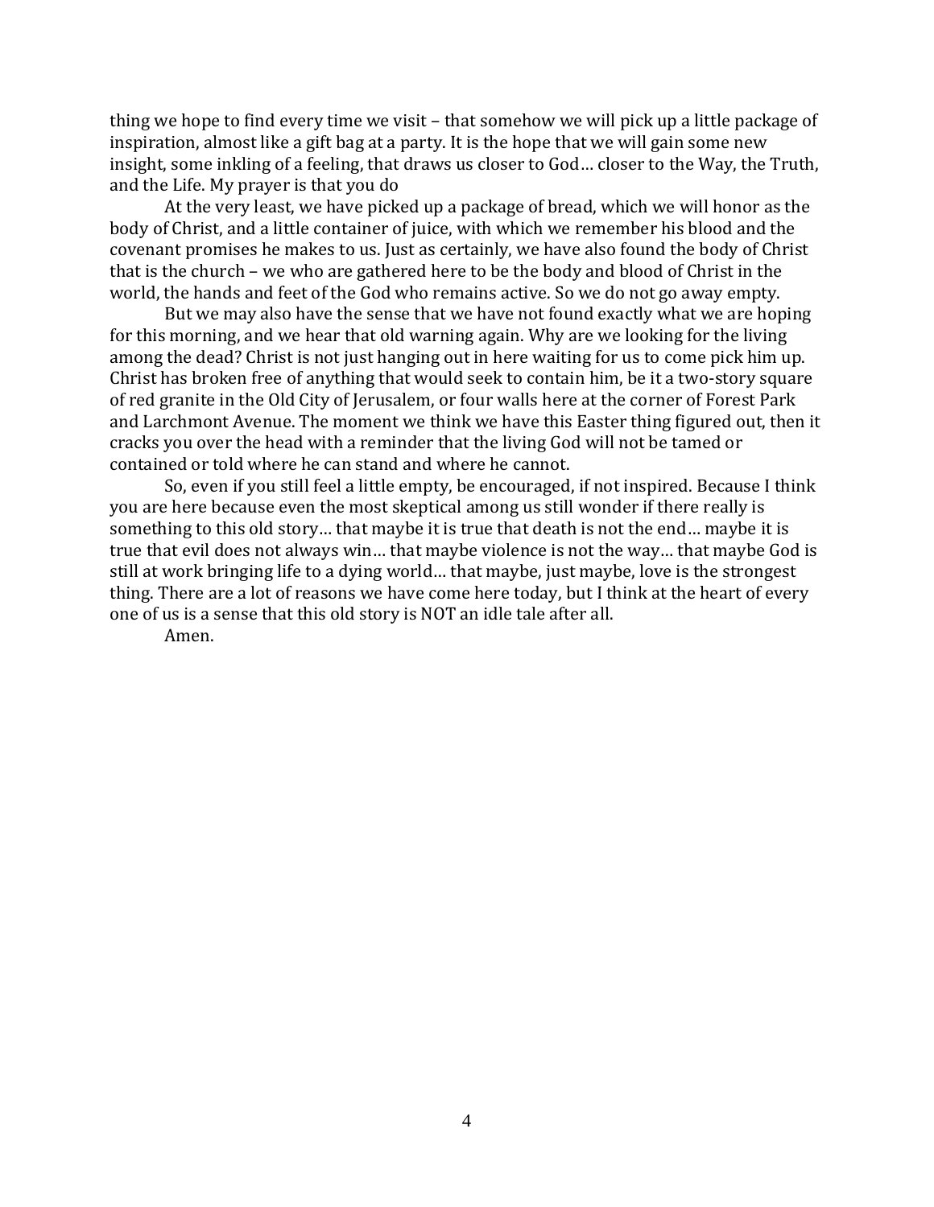thing we hope to find every time we visit – that somehow we will pick up a little package of inspiration, almost like a gift bag at a party. It is the hope that we will gain some new insight, some inkling of a feeling, that draws us closer to God… closer to the Way, the Truth, and the Life. My prayer is that you do

At the very least, we have picked up a package of bread, which we will honor as the body of Christ, and a little container of juice, with which we remember his blood and the covenant promises he makes to us. Just as certainly, we have also found the body of Christ that is the church – we who are gathered here to be the body and blood of Christ in the world, the hands and feet of the God who remains active. So we do not go away empty.

But we may also have the sense that we have not found exactly what we are hoping for this morning, and we hear that old warning again. Why are we looking for the living among the dead? Christ is not just hanging out in here waiting for us to come pick him up. Christ has broken free of anything that would seek to contain him, be it a two-story square of red granite in the Old City of Jerusalem, or four walls here at the corner of Forest Park and Larchmont Avenue. The moment we think we have this Easter thing figured out, then it cracks you over the head with a reminder that the living God will not be tamed or contained or told where he can stand and where he cannot.

So, even if you still feel a little empty, be encouraged, if not inspired. Because I think you are here because even the most skeptical among us still wonder if there really is something to this old story… that maybe it is true that death is not the end… maybe it is true that evil does not always win… that maybe violence is not the way… that maybe God is still at work bringing life to a dying world… that maybe, just maybe, love is the strongest thing. There are a lot of reasons we have come here today, but I think at the heart of every one of us is a sense that this old story is NOT an idle tale after all.

Amen.